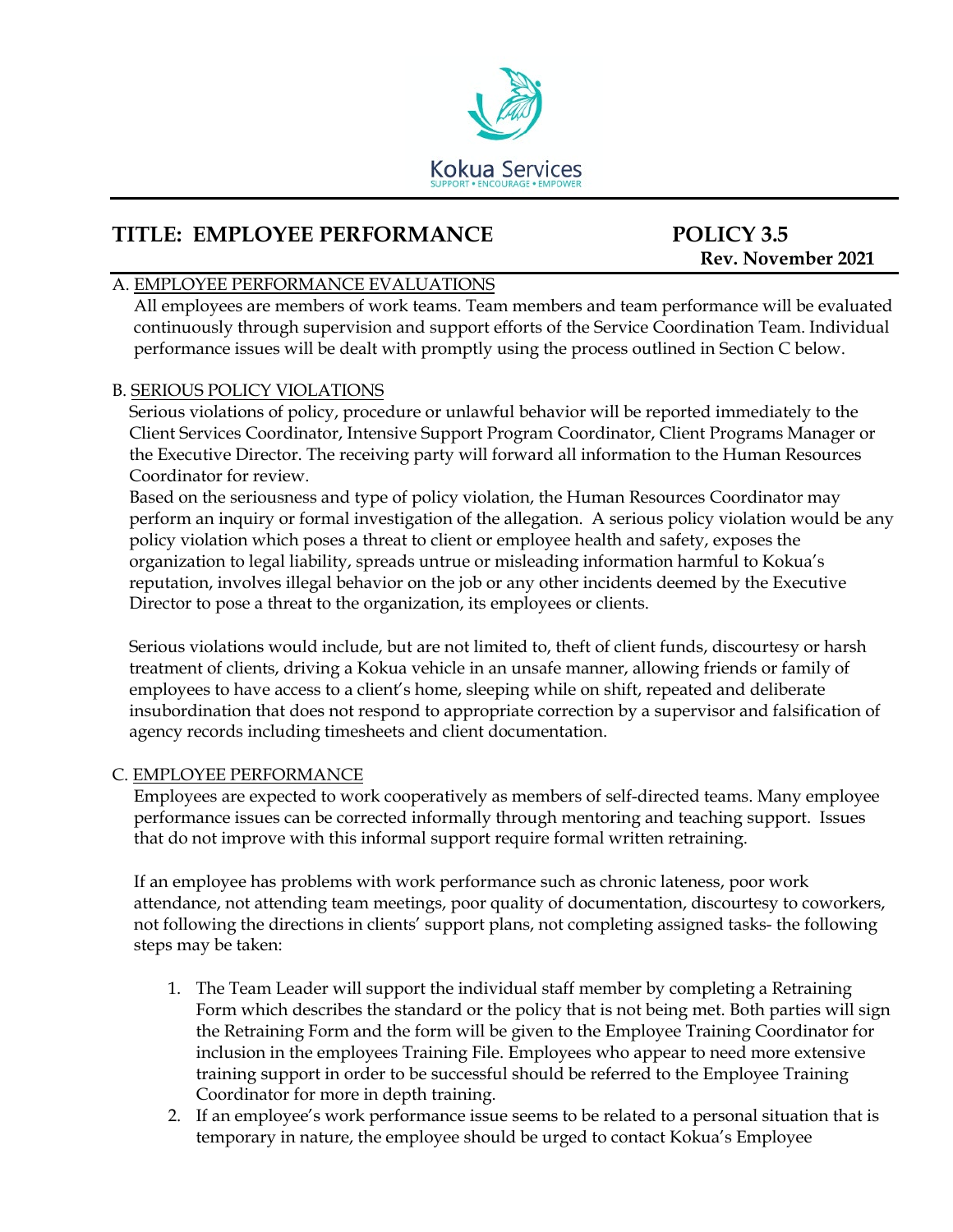Kokua Services
SUPPORT • ENCOURAGE • EMPOWER

# TITLE: EMPLOYEE PERFORMANCE

**POLICY 3.5**
**Rev. November 2021**

## A. EMPLOYEE PERFORMANCE EVALUATIONS

All employees are members of work teams. Team members and team performance will be evaluated continuously through supervision and support efforts of the Service Coordination Team. Individual performance issues will be dealt with promptly using the process outlined in Section C below.

## B. SERIOUS POLICY VIOLATIONS

Serious violations of policy, procedure or unlawful behavior will be reported immediately to the Client Services Coordinator, Intensive Support Program Coordinator, Client Programs Manager or the Executive Director. The receiving party will forward all information to the Human Resources Coordinator for review.

Based on the seriousness and type of policy violation, the Human Resources Coordinator may perform an inquiry or formal investigation of the allegation. A serious policy violation would be any policy violation which poses a threat to client or employee health and safety, exposes the organization to legal liability, spreads untrue or misleading information harmful to Kokua's reputation, involves illegal behavior on the job or any other incidents deemed by the Executive Director to pose a threat to the organization, its employees or clients.

Serious violations would include, but are not limited to, theft of client funds, discourtesy or harsh treatment of clients, driving a Kokua vehicle in an unsafe manner, allowing friends or family of employees to have access to a client's home, sleeping while on shift, repeated and deliberate insubordination that does not respond to appropriate correction by a supervisor and falsification of agency records including timesheets and client documentation.

## C. EMPLOYEE PERFORMANCE

Employees are expected to work cooperatively as members of self-directed teams. Many employee performance issues can be corrected informally through mentoring and teaching support. Issues that do not improve with this informal support require formal written retraining.

If an employee has problems with work performance such as chronic lateness, poor work attendance, not attending team meetings, poor quality of documentation, discourtesy to coworkers, not following the directions in clients' support plans, not completing assigned tasks- the following steps may be taken:

1. The Team Leader will support the individual staff member by completing a Retraining Form which describes the standard or the policy that is not being met. Both parties will sign the Retraining Form and the form will be given to the Employee Training Coordinator for inclusion in the employees Training File. Employees who appear to need more extensive training support in order to be successful should be referred to the Employee Training Coordinator for more in depth training.
2. If an employee's work performance issue seems to be related to a personal situation that is temporary in nature, the employee should be urged to contact Kokua's Employee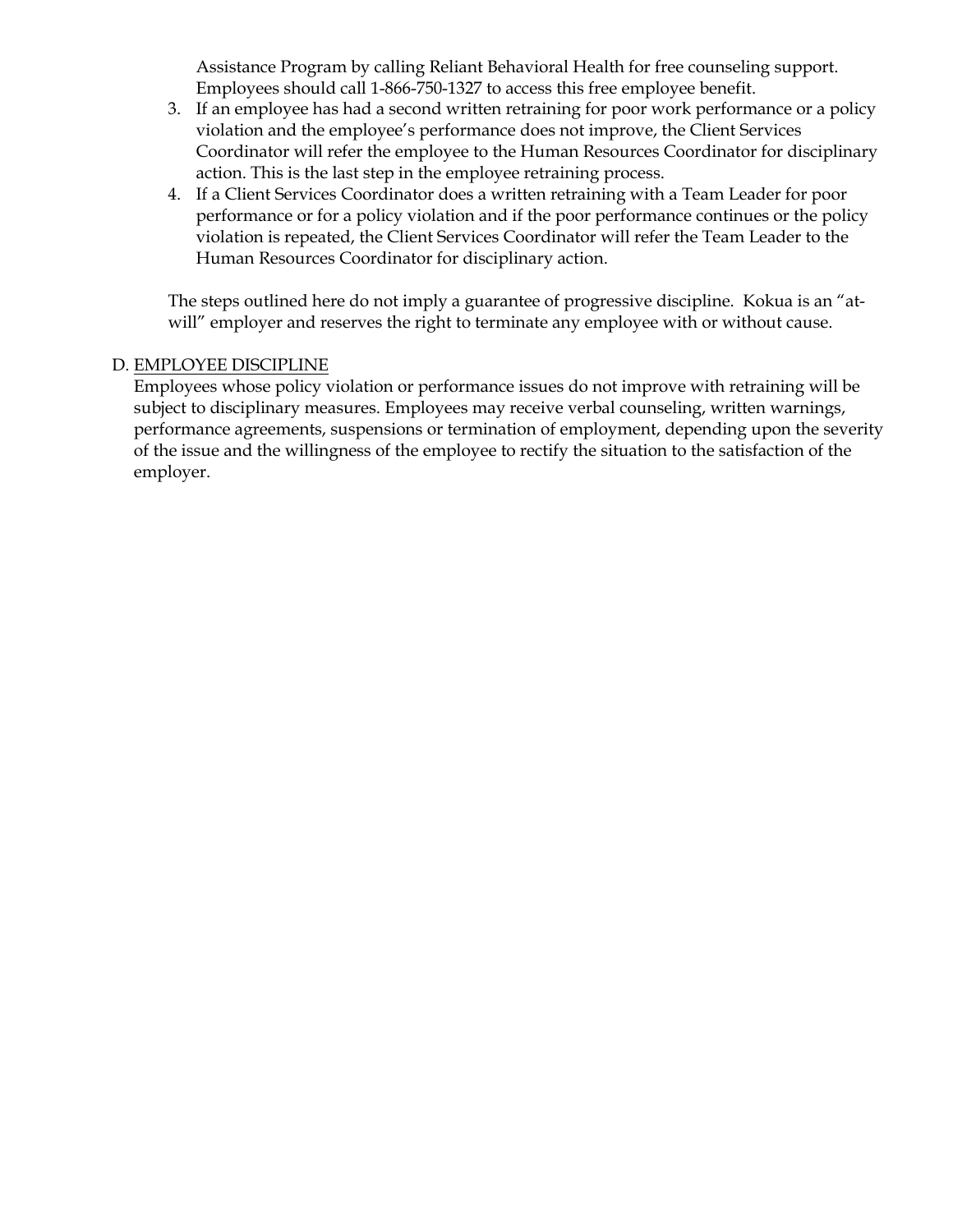Assistance Program by calling Reliant Behavioral Health for free counseling support. Employees should call 1-866-750-1327 to access this free employee benefit.

3. If an employee has had a second written retraining for poor work performance or a policy violation and the employee's performance does not improve, the Client Services Coordinator will refer the employee to the Human Resources Coordinator for disciplinary action. This is the last step in the employee retraining process.
4. If a Client Services Coordinator does a written retraining with a Team Leader for poor performance or for a policy violation and if the poor performance continues or the policy violation is repeated, the Client Services Coordinator will refer the Team Leader to the Human Resources Coordinator for disciplinary action.

The steps outlined here do not imply a guarantee of progressive discipline. Kokua is an "at-will" employer and reserves the right to terminate any employee with or without cause.

D. EMPLOYEE DISCIPLINE

Employees whose policy violation or performance issues do not improve with retraining will be subject to disciplinary measures. Employees may receive verbal counseling, written warnings, performance agreements, suspensions or termination of employment, depending upon the severity of the issue and the willingness of the employee to rectify the situation to the satisfaction of the employer.